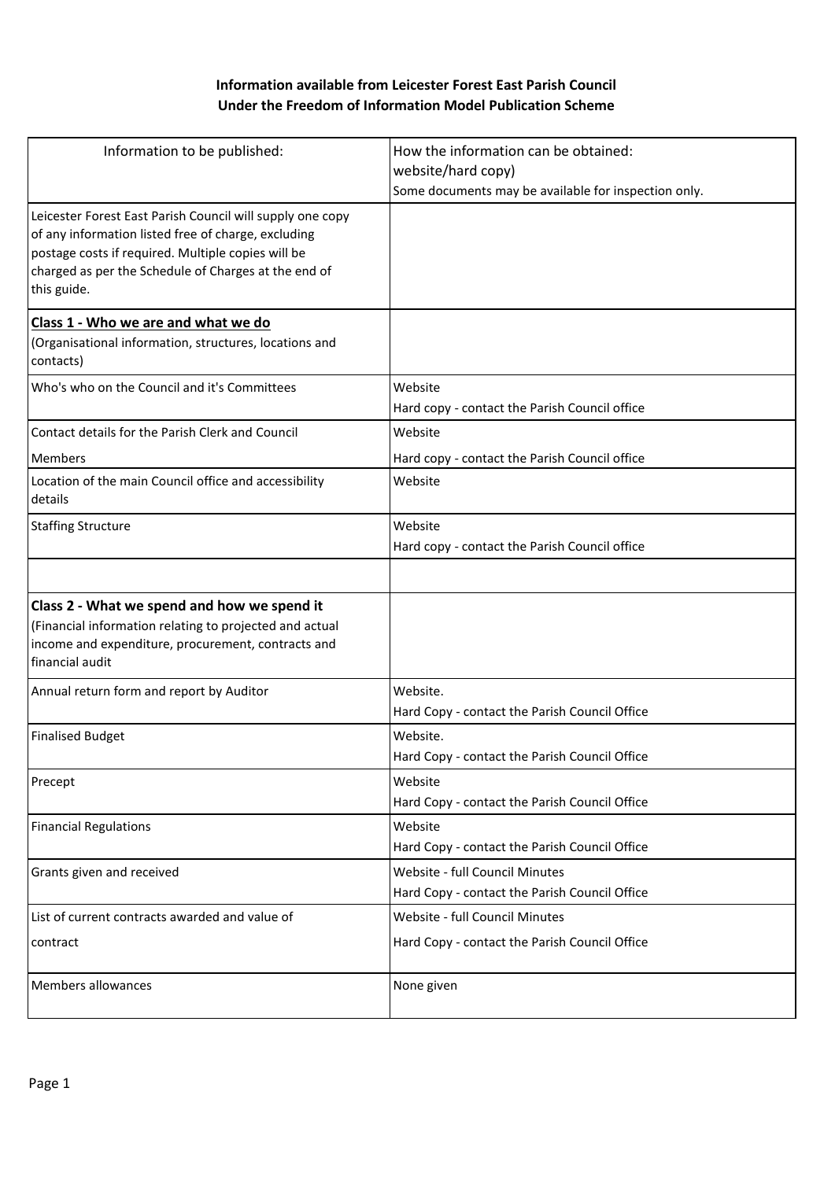**Information available from Leicester Forest East Parish Council**
**Under the Freedom of Information Model Publication Scheme**

| Information to be published: | How the information can be obtained: website/hard copy) Some documents may be available for inspection only. |
|---|---|
| Leicester Forest East Parish Council will supply one copy of any information listed free of charge, excluding postage costs if required. Multiple copies will be charged as per the Schedule of Charges at the end of this guide. | |
| **Class 1 - Who we are and what we do** (Organisational information, structures, locations and contacts) | |
| Who's who on the Council and it's Committees | Website<br>Hard copy - contact the Parish Council office |
| Contact details for the Parish Clerk and Council Members | Website<br>Hard copy - contact the Parish Council office |
| Location of the main Council office and accessibility details | Website |
| Staffing Structure | Website<br>Hard copy - contact the Parish Council office |
| | |
| **Class 2 - What we spend and how we spend it** (Financial information relating to projected and actual income and expenditure, procurement, contracts and financial audit | |
| Annual return form and report by Auditor | Website.<br>Hard Copy - contact the Parish Council Office |
| Finalised Budget | Website.<br>Hard Copy - contact the Parish Council Office |
| Precept | Website<br>Hard Copy - contact the Parish Council Office |
| Financial Regulations | Website<br>Hard Copy - contact the Parish Council Office |
| Grants given and received | Website - full Council Minutes<br>Hard Copy - contact the Parish Council Office |
| List of current contracts awarded and value of contract | Website - full Council Minutes<br>Hard Copy - contact the Parish Council Office |
| Members allowances | None given |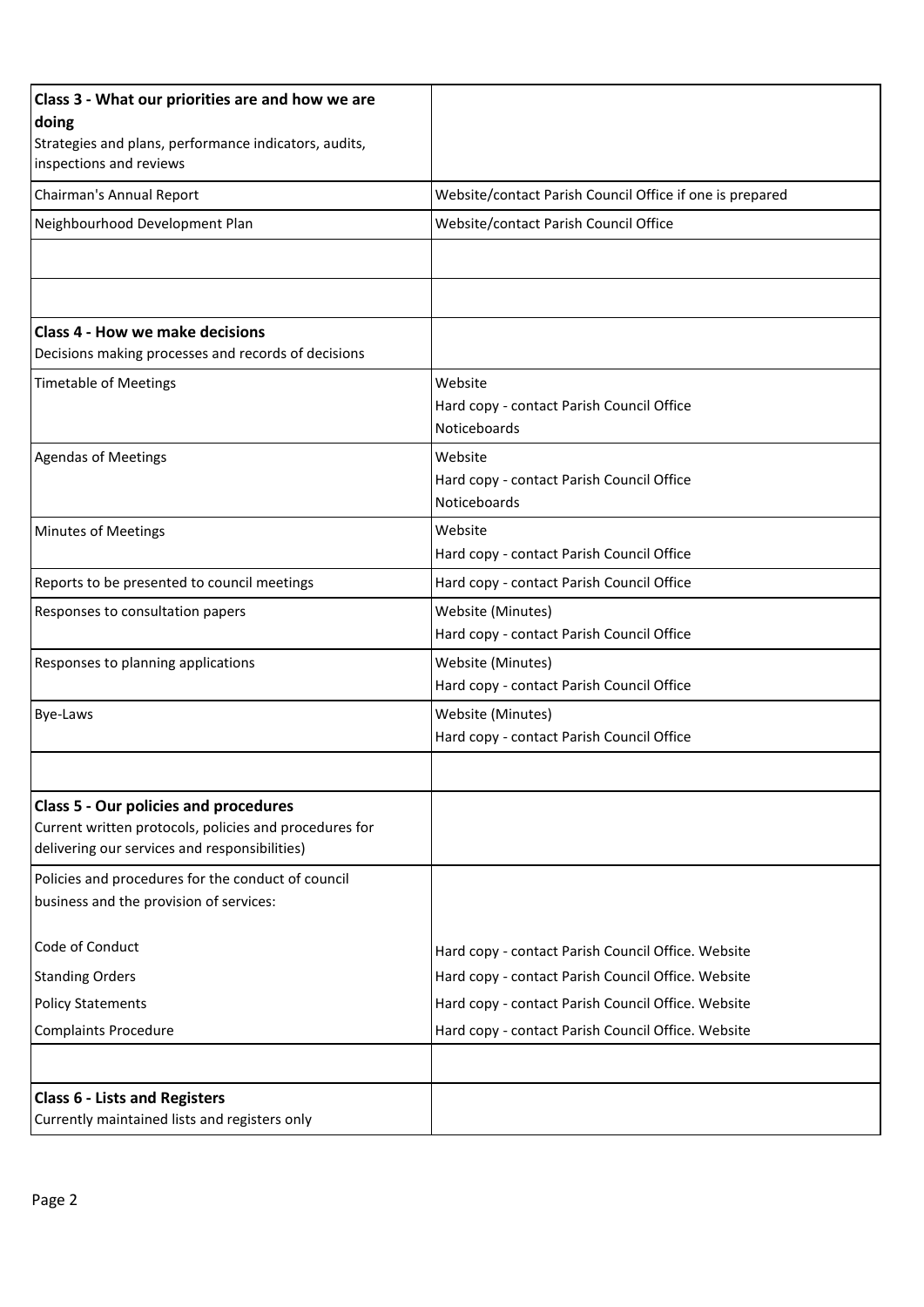| **Class 3 - What our priorities are and how we are doing**<br>Strategies and plans, performance indicators, audits, inspections and reviews | |
|---|---|
| Chairman's Annual Report | Website/contact Parish Council Office if one is prepared |
| Neighbourhood Development Plan | Website/contact Parish Council Office |
| | |
| | |
| **Class 4 - How we make decisions**<br>Decisions making processes and records of decisions | |
| Timetable of Meetings | Website<br>Hard copy - contact Parish Council Office<br>Noticeboards |
| Agendas of Meetings | Website<br>Hard copy - contact Parish Council Office<br>Noticeboards |
| Minutes of Meetings | Website<br>Hard copy - contact Parish Council Office |
| Reports to be presented to council meetings | Hard copy - contact Parish Council Office |
| Responses to consultation papers | Website (Minutes)<br>Hard copy - contact Parish Council Office |
| Responses to planning applications | Website (Minutes)<br>Hard copy - contact Parish Council Office |
| Bye-Laws | Website (Minutes)<br>Hard copy - contact Parish Council Office |
| | |
| **Class 5 - Our policies and procedures**<br>Current written protocols, policies and procedures for delivering our services and responsibilities) | |
| Policies and procedures for the conduct of council business and the provision of services:<br><br>Code of Conduct<br>Standing Orders<br>Policy Statements<br>Complaints Procedure | <br><br><br>Hard copy - contact Parish Council Office. Website<br>Hard copy - contact Parish Council Office. Website<br>Hard copy - contact Parish Council Office. Website<br>Hard copy - contact Parish Council Office. Website |
| | |
| **Class 6 - Lists and Registers**<br>Currently maintained lists and registers only | |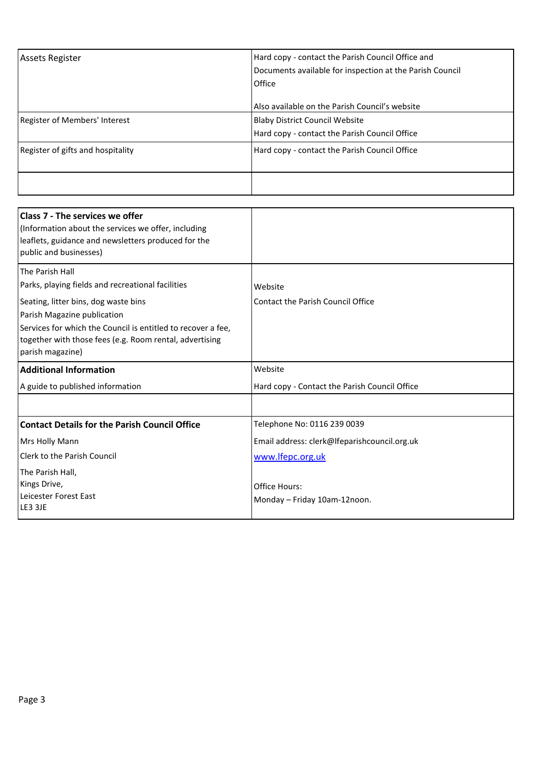| | |
|---|---|
| Assets Register | Hard copy - contact the Parish Council Office and<br>Documents available for inspection at the Parish Council Office<br><br>Also available on the Parish Council's website |
| Register of Members' Interest | Blaby District Council Website<br>Hard copy - contact the Parish Council Office |
| Register of gifts and hospitality | Hard copy - contact the Parish Council Office |
| | |

| | |
|---|---|
| **Class 7 - The services we offer**<br>(Information about the services we offer, including leaflets, guidance and newsletters produced for the public and businesses) | |
| The Parish Hall<br>Parks, playing fields and recreational facilities<br>Seating, litter bins, dog waste bins<br>Parish Magazine publication<br>Services for which the Council is entitled to recover a fee, together with those fees (e.g. Room rental, advertising parish magazine) | Website<br>Contact the Parish Council Office |
| **Additional Information**<br>A guide to published information | Website<br>Hard copy - Contact the Parish Council Office |
| | |
| **Contact Details for the Parish Council Office**<br>Mrs Holly Mann<br>Clerk to the Parish Council<br>The Parish Hall,<br>Kings Drive,<br>Leicester Forest East<br>LE3 3JE | Telephone No: 0116 239 0039<br>Email address: clerk@lfeparishcouncil.org.uk<br>[www.lfepc.org.uk](http://www.lfepc.org.uk)<br><br>Office Hours:<br>Monday – Friday 10am-12noon. |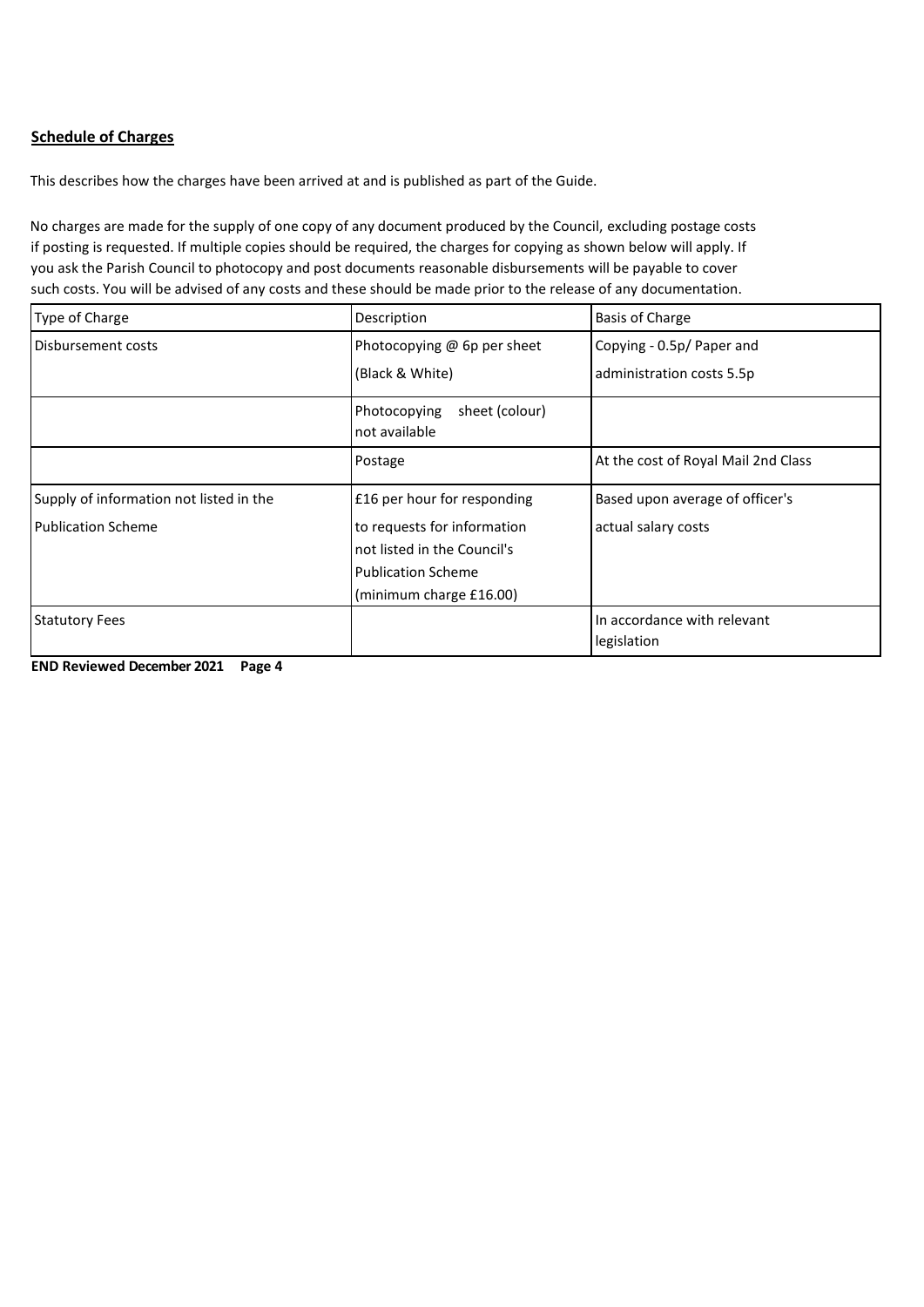**Schedule of Charges**

This describes how the charges have been arrived at and is published as part of the Guide.

No charges are made for the supply of one copy of any document produced by the Council, excluding postage costs if posting is requested. If multiple copies should be required, the charges for copying as shown below will apply. If you ask the Parish Council to photocopy and post documents reasonable disbursements will be payable to cover such costs. You will be advised of any costs and these should be made prior to the release of any documentation.

| Type of Charge | Description | Basis of Charge |
|---|---|---|
| Disbursement costs | Photocopying @ 6p per sheet (Black & White) | Copying - 0.5p/ Paper and administration costs 5.5p |
| | Photocopying sheet (colour) not available | |
| | Postage | At the cost of Royal Mail 2nd Class |
| Supply of information not listed in the Publication Scheme | £16 per hour for responding to requests for information not listed in the Council's Publication Scheme (minimum charge £16.00) | Based upon average of officer's actual salary costs |
| Statutory Fees | | In accordance with relevant legislation |

**END Reviewed December 2021**